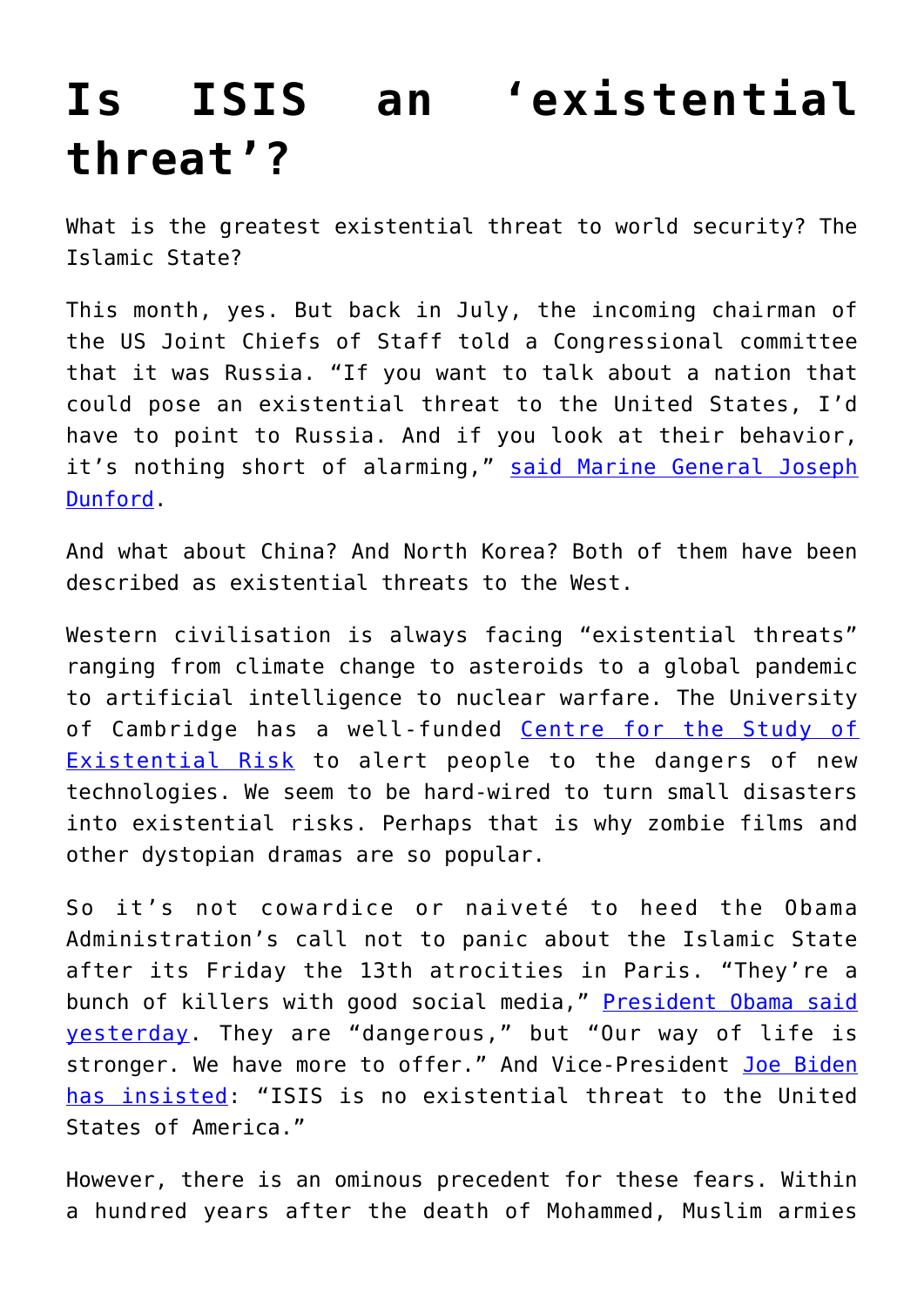# Is ISIS an 'existential threat'?

What is the greatest existential threat to world security? The Islamic State?

This month, yes. But back in July, the incoming chairman of the US Joint Chiefs of Staff told a Congressional committee that it was Russia. "If you want to talk about a nation that could pose an existential threat to the United States, I'd have to point to Russia. And if you look at their behavior, it's nothing short of alarming," [said Marine General Joseph Dunford](#).

And what about China? And North Korea? Both of them have been described as existential threats to the West.

Western civilisation is always facing "existential threats" ranging from climate change to asteroids to a global pandemic to artificial intelligence to nuclear warfare. The University of Cambridge has a well-funded [Centre for the Study of Existential Risk](#) to alert people to the dangers of new technologies. We seem to be hard-wired to turn small disasters into existential risks. Perhaps that is why zombie films and other dystopian dramas are so popular.

So it's not cowardice or naiveté to heed the Obama Administration's call not to panic about the Islamic State after its Friday the 13th atrocities in Paris. "They're a bunch of killers with good social media," [President Obama said yesterday](#). They are "dangerous," but "Our way of life is stronger. We have more to offer." And Vice-President [Joe Biden has insisted](#): "ISIS is no existential threat to the United States of America."

However, there is an ominous precedent for these fears. Within a hundred years after the death of Mohammed, Muslim armies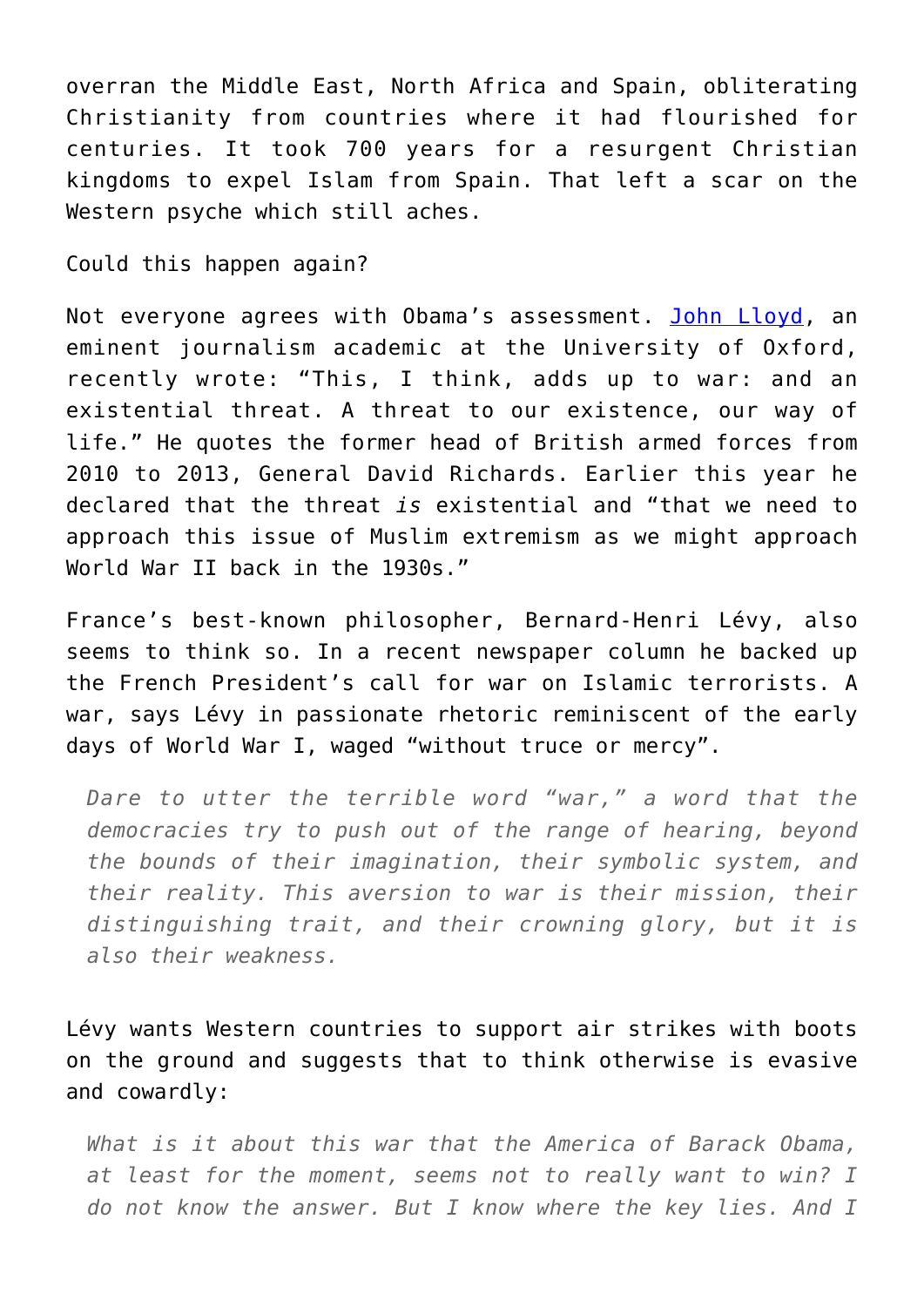overran the Middle East, North Africa and Spain, obliterating Christianity from countries where it had flourished for centuries. It took 700 years for a resurgent Christian kingdoms to expel Islam from Spain. That left a scar on the Western psyche which still aches.

Could this happen again?

Not everyone agrees with Obama's assessment. [John Lloyd](), an eminent journalism academic at the University of Oxford, recently wrote: "This, I think, adds up to war: and an existential threat. A threat to our existence, our way of life." He quotes the former head of British armed forces from 2010 to 2013, General David Richards. Earlier this year he declared that the threat *is* existential and "that we need to approach this issue of Muslim extremism as we might approach World War II back in the 1930s."

France's best-known philosopher, Bernard-Henri Lévy, also seems to think so. In a recent newspaper column he backed up the French President's call for war on Islamic terrorists. A war, says Lévy in passionate rhetoric reminiscent of the early days of World War I, waged "without truce or mercy".

> *Dare to utter the terrible word "war," a word that the democracies try to push out of the range of hearing, beyond the bounds of their imagination, their symbolic system, and their reality. This aversion to war is their mission, their distinguishing trait, and their crowning glory, but it is also their weakness.*

Lévy wants Western countries to support air strikes with boots on the ground and suggests that to think otherwise is evasive and cowardly:

> *What is it about this war that the America of Barack Obama, at least for the moment, seems not to really want to win? I do not know the answer. But I know where the key lies. And I*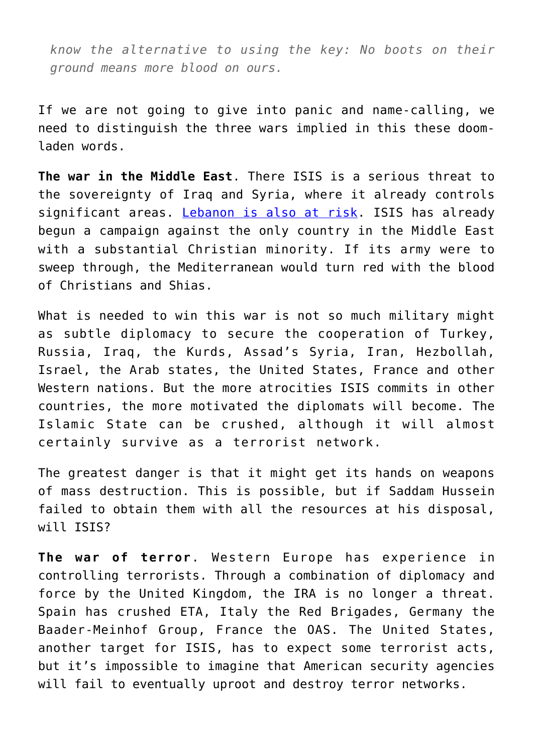*know the alternative to using the key: No boots on their ground means more blood on ours.*

If we are not going to give into panic and name-calling, we need to distinguish the three wars implied in this these doom-laden words.

**The war in the Middle East**. There ISIS is a serious threat to the sovereignty of Iraq and Syria, where it already controls significant areas. Lebanon is also at risk. ISIS has already begun a campaign against the only country in the Middle East with a substantial Christian minority. If its army were to sweep through, the Mediterranean would turn red with the blood of Christians and Shias.

What is needed to win this war is not so much military might as subtle diplomacy to secure the cooperation of Turkey, Russia, Iraq, the Kurds, Assad's Syria, Iran, Hezbollah, Israel, the Arab states, the United States, France and other Western nations. But the more atrocities ISIS commits in other countries, the more motivated the diplomats will become. The Islamic State can be crushed, although it will almost certainly survive as a terrorist network.

The greatest danger is that it might get its hands on weapons of mass destruction. This is possible, but if Saddam Hussein failed to obtain them with all the resources at his disposal, will ISIS?

**The war of terror**. Western Europe has experience in controlling terrorists. Through a combination of diplomacy and force by the United Kingdom, the IRA is no longer a threat. Spain has crushed ETA, Italy the Red Brigades, Germany the Baader-Meinhof Group, France the OAS. The United States, another target for ISIS, has to expect some terrorist acts, but it's impossible to imagine that American security agencies will fail to eventually uproot and destroy terror networks.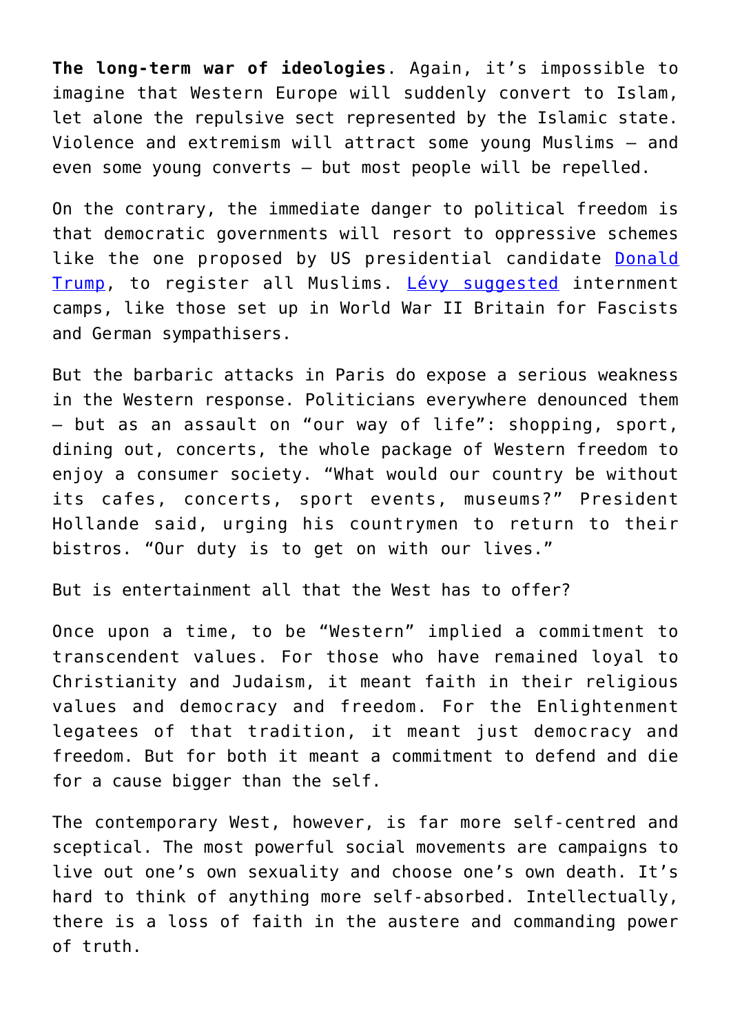**The long-term war of ideologies**. Again, it's impossible to imagine that Western Europe will suddenly convert to Islam, let alone the repulsive sect represented by the Islamic state. Violence and extremism will attract some young Muslims – and even some young converts – but most people will be repelled.

On the contrary, the immediate danger to political freedom is that democratic governments will resort to oppressive schemes like the one proposed by US presidential candidate Donald Trump, to register all Muslims. Lévy suggested internment camps, like those set up in World War II Britain for Fascists and German sympathisers.

But the barbaric attacks in Paris do expose a serious weakness in the Western response. Politicians everywhere denounced them – but as an assault on "our way of life": shopping, sport, dining out, concerts, the whole package of Western freedom to enjoy a consumer society. "What would our country be without its cafes, concerts, sport events, museums?" President Hollande said, urging his countrymen to return to their bistros. "Our duty is to get on with our lives."

But is entertainment all that the West has to offer?

Once upon a time, to be "Western" implied a commitment to transcendent values. For those who have remained loyal to Christianity and Judaism, it meant faith in their religious values and democracy and freedom. For the Enlightenment legatees of that tradition, it meant just democracy and freedom. But for both it meant a commitment to defend and die for a cause bigger than the self.

The contemporary West, however, is far more self-centred and sceptical. The most powerful social movements are campaigns to live out one's own sexuality and choose one's own death. It's hard to think of anything more self-absorbed. Intellectually, there is a loss of faith in the austere and commanding power of truth.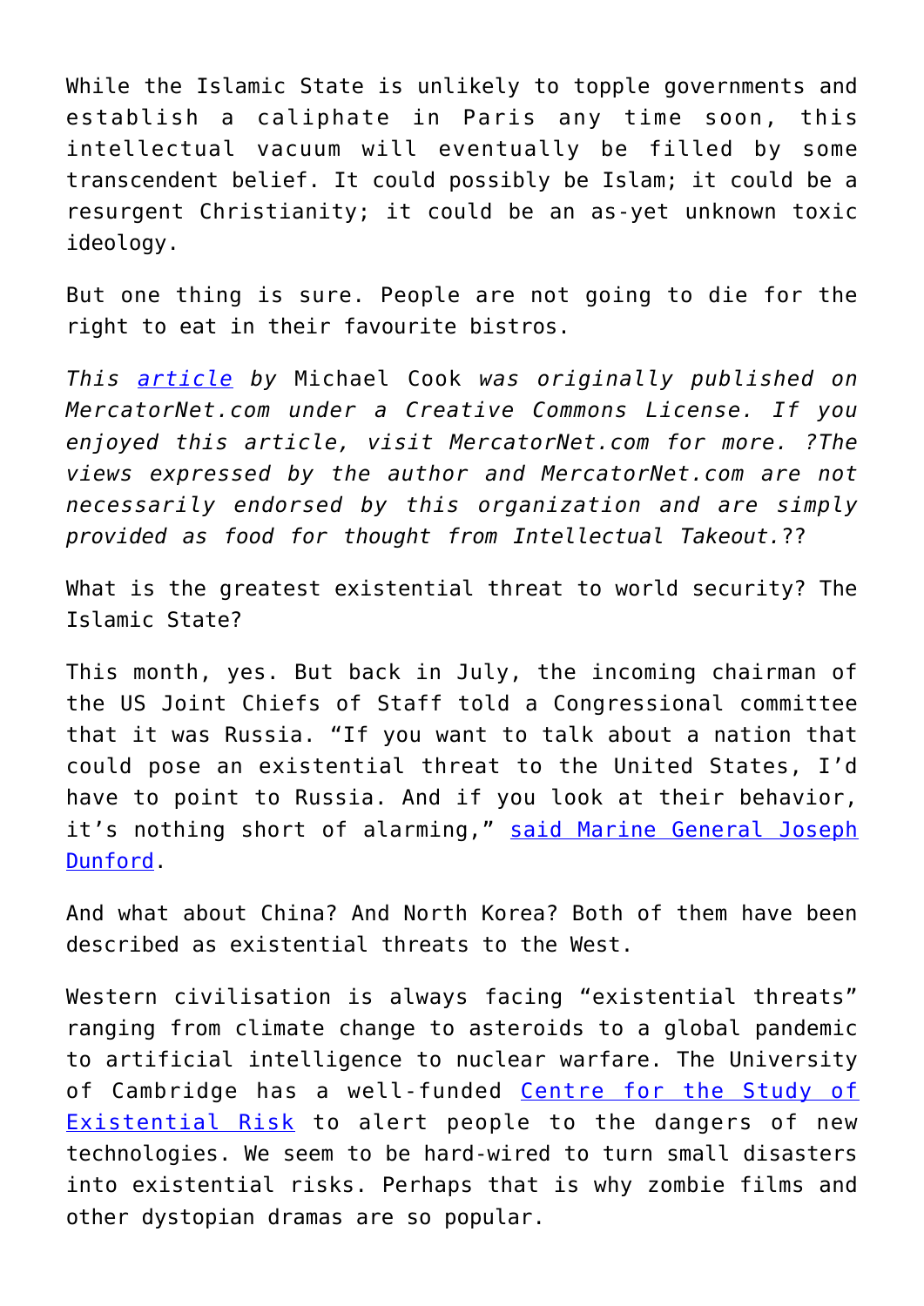While the Islamic State is unlikely to topple governments and establish a caliphate in Paris any time soon, this intellectual vacuum will eventually be filled by some transcendent belief. It could possibly be Islam; it could be a resurgent Christianity; it could be an as-yet unknown toxic ideology.

But one thing is sure. People are not going to die for the right to eat in their favourite bistros.

*This [article](#) by* Michael Cook *was originally published on MercatorNet.com under a Creative Commons License. If you enjoyed this article, visit MercatorNet.com for more. ?The views expressed by the author and MercatorNet.com are not necessarily endorsed by this organization and are simply provided as food for thought from Intellectual Takeout.*??

What is the greatest existential threat to world security? The Islamic State?

This month, yes. But back in July, the incoming chairman of the US Joint Chiefs of Staff told a Congressional committee that it was Russia. "If you want to talk about a nation that could pose an existential threat to the United States, I'd have to point to Russia. And if you look at their behavior, it's nothing short of alarming," [said Marine General Joseph Dunford](#).

And what about China? And North Korea? Both of them have been described as existential threats to the West.

Western civilisation is always facing "existential threats" ranging from climate change to asteroids to a global pandemic to artificial intelligence to nuclear warfare. The University of Cambridge has a well-funded [Centre for the Study of Existential Risk](#) to alert people to the dangers of new technologies. We seem to be hard-wired to turn small disasters into existential risks. Perhaps that is why zombie films and other dystopian dramas are so popular.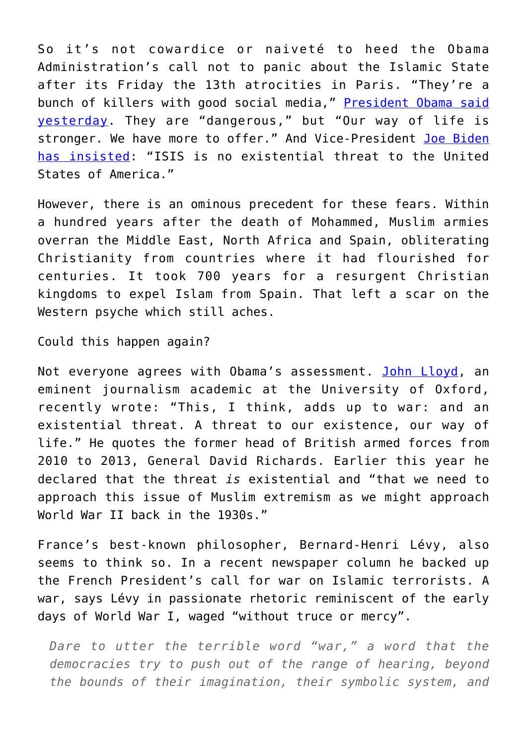So it's not cowardice or naiveté to heed the Obama Administration's call not to panic about the Islamic State after its Friday the 13th atrocities in Paris. "They're a bunch of killers with good social media," President Obama said yesterday. They are "dangerous," but "Our way of life is stronger. We have more to offer." And Vice-President Joe Biden has insisted: "ISIS is no existential threat to the United States of America."

However, there is an ominous precedent for these fears. Within a hundred years after the death of Mohammed, Muslim armies overran the Middle East, North Africa and Spain, obliterating Christianity from countries where it had flourished for centuries. It took 700 years for a resurgent Christian kingdoms to expel Islam from Spain. That left a scar on the Western psyche which still aches.

Could this happen again?

Not everyone agrees with Obama's assessment. John Lloyd, an eminent journalism academic at the University of Oxford, recently wrote: "This, I think, adds up to war: and an existential threat. A threat to our existence, our way of life." He quotes the former head of British armed forces from 2010 to 2013, General David Richards. Earlier this year he declared that the threat *is* existential and "that we need to approach this issue of Muslim extremism as we might approach World War II back in the 1930s."

France's best-known philosopher, Bernard-Henri Lévy, also seems to think so. In a recent newspaper column he backed up the French President's call for war on Islamic terrorists. A war, says Lévy in passionate rhetoric reminiscent of the early days of World War I, waged "without truce or mercy".

> *Dare to utter the terrible word "war," a word that the democracies try to push out of the range of hearing, beyond the bounds of their imagination, their symbolic system, and*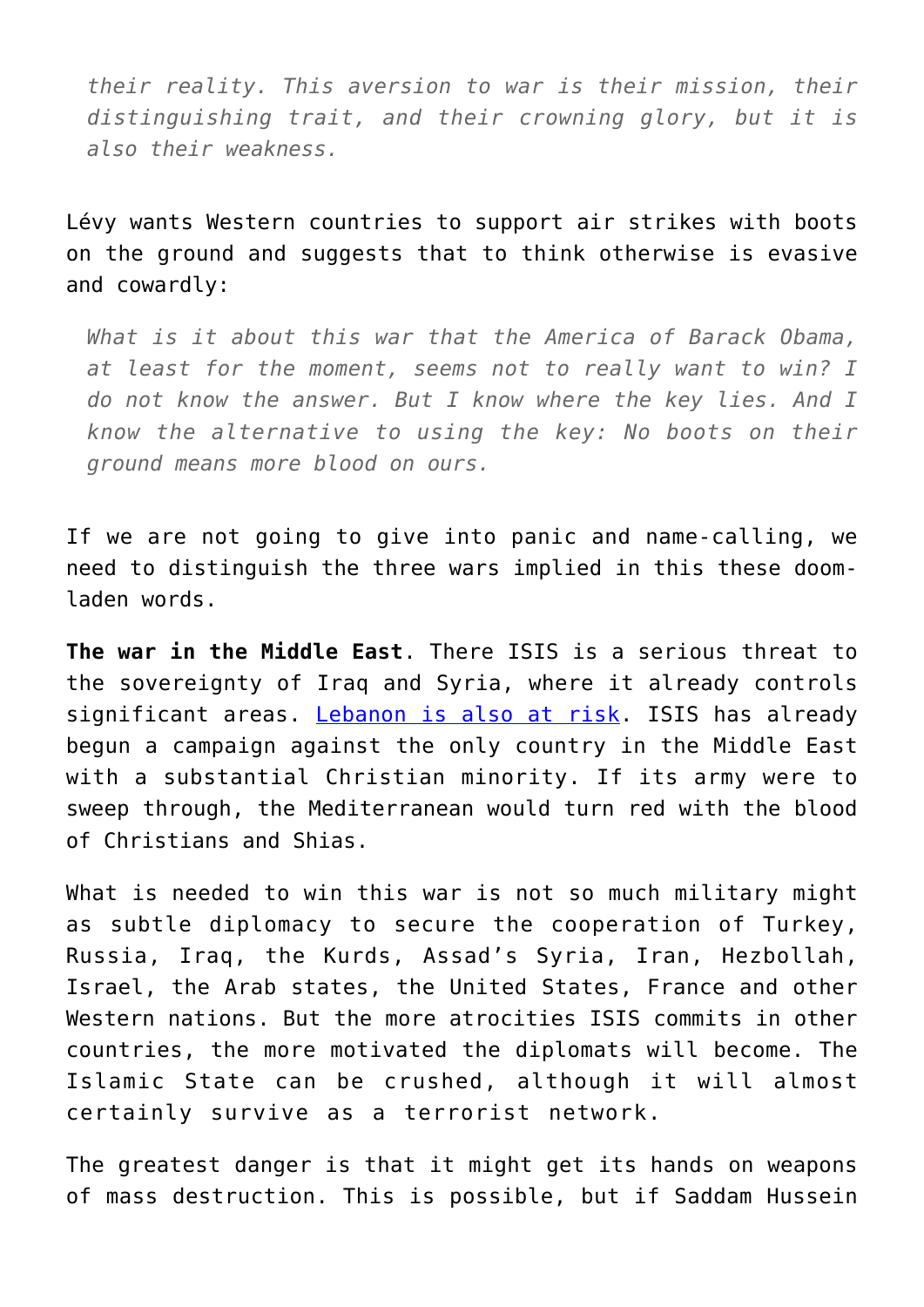> *their reality. This aversion to war is their mission, their distinguishing trait, and their crowning glory, but it is also their weakness.*

Lévy wants Western countries to support air strikes with boots on the ground and suggests that to think otherwise is evasive and cowardly:

> *What is it about this war that the America of Barack Obama, at least for the moment, seems not to really want to win? I do not know the answer. But I know where the key lies. And I know the alternative to using the key: No boots on their ground means more blood on ours.*

If we are not going to give into panic and name-calling, we need to distinguish the three wars implied in this these doom-laden words.

**The war in the Middle East**. There ISIS is a serious threat to the sovereignty of Iraq and Syria, where it already controls significant areas. [Lebanon is also at risk](). ISIS has already begun a campaign against the only country in the Middle East with a substantial Christian minority. If its army were to sweep through, the Mediterranean would turn red with the blood of Christians and Shias.

What is needed to win this war is not so much military might as subtle diplomacy to secure the cooperation of Turkey, Russia, Iraq, the Kurds, Assad's Syria, Iran, Hezbollah, Israel, the Arab states, the United States, France and other Western nations. But the more atrocities ISIS commits in other countries, the more motivated the diplomats will become. The Islamic State can be crushed, although it will almost certainly survive as a terrorist network.

The greatest danger is that it might get its hands on weapons of mass destruction. This is possible, but if Saddam Hussein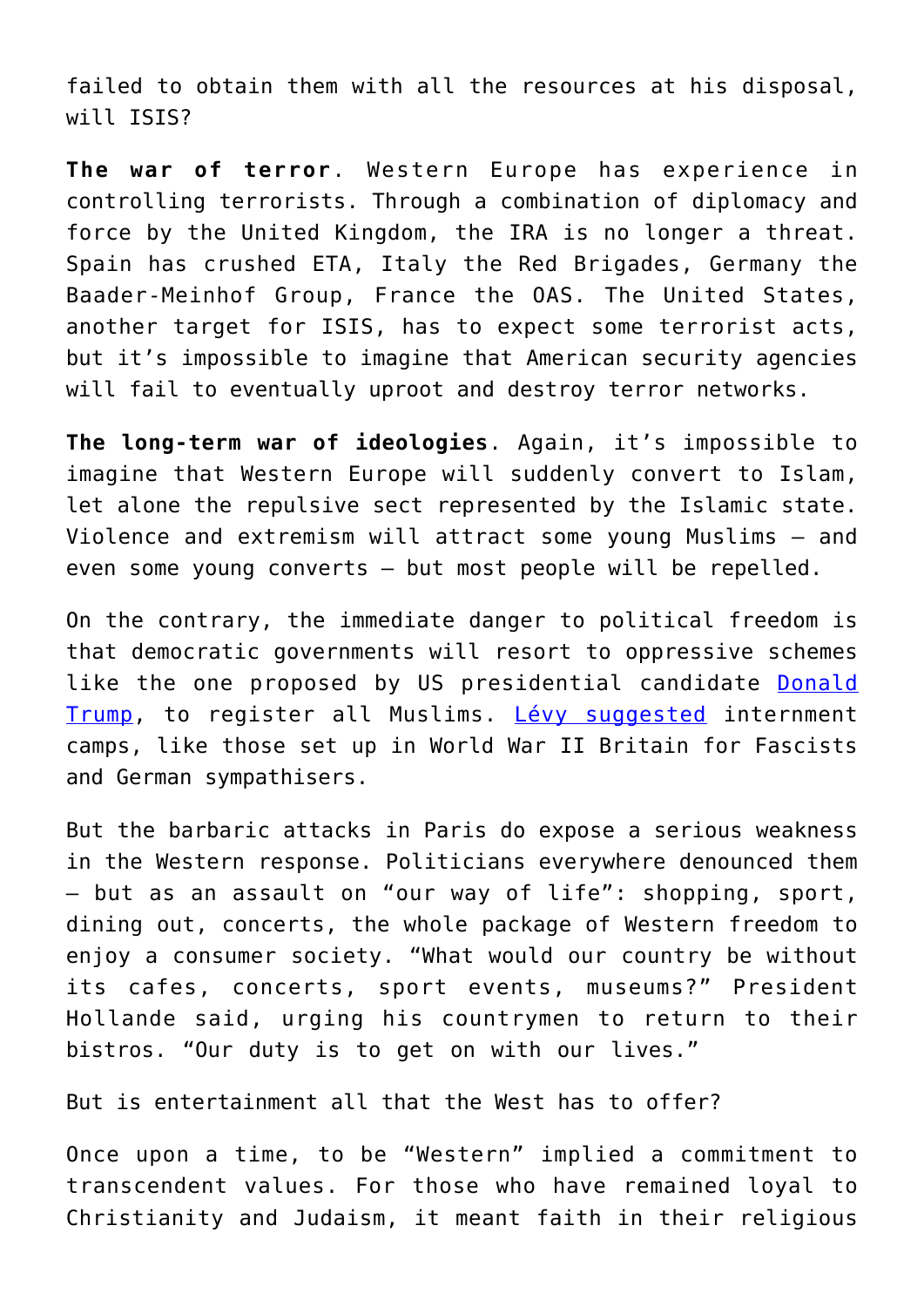failed to obtain them with all the resources at his disposal, will ISIS?

**The war of terror**. Western Europe has experience in controlling terrorists. Through a combination of diplomacy and force by the United Kingdom, the IRA is no longer a threat. Spain has crushed ETA, Italy the Red Brigades, Germany the Baader-Meinhof Group, France the OAS. The United States, another target for ISIS, has to expect some terrorist acts, but it's impossible to imagine that American security agencies will fail to eventually uproot and destroy terror networks.

**The long-term war of ideologies**. Again, it's impossible to imagine that Western Europe will suddenly convert to Islam, let alone the repulsive sect represented by the Islamic state. Violence and extremism will attract some young Muslims – and even some young converts – but most people will be repelled.

On the contrary, the immediate danger to political freedom is that democratic governments will resort to oppressive schemes like the one proposed by US presidential candidate Donald Trump, to register all Muslims. Lévy suggested internment camps, like those set up in World War II Britain for Fascists and German sympathisers.

But the barbaric attacks in Paris do expose a serious weakness in the Western response. Politicians everywhere denounced them – but as an assault on "our way of life": shopping, sport, dining out, concerts, the whole package of Western freedom to enjoy a consumer society. "What would our country be without its cafes, concerts, sport events, museums?" President Hollande said, urging his countrymen to return to their bistros. "Our duty is to get on with our lives."

But is entertainment all that the West has to offer?

Once upon a time, to be "Western" implied a commitment to transcendent values. For those who have remained loyal to Christianity and Judaism, it meant faith in their religious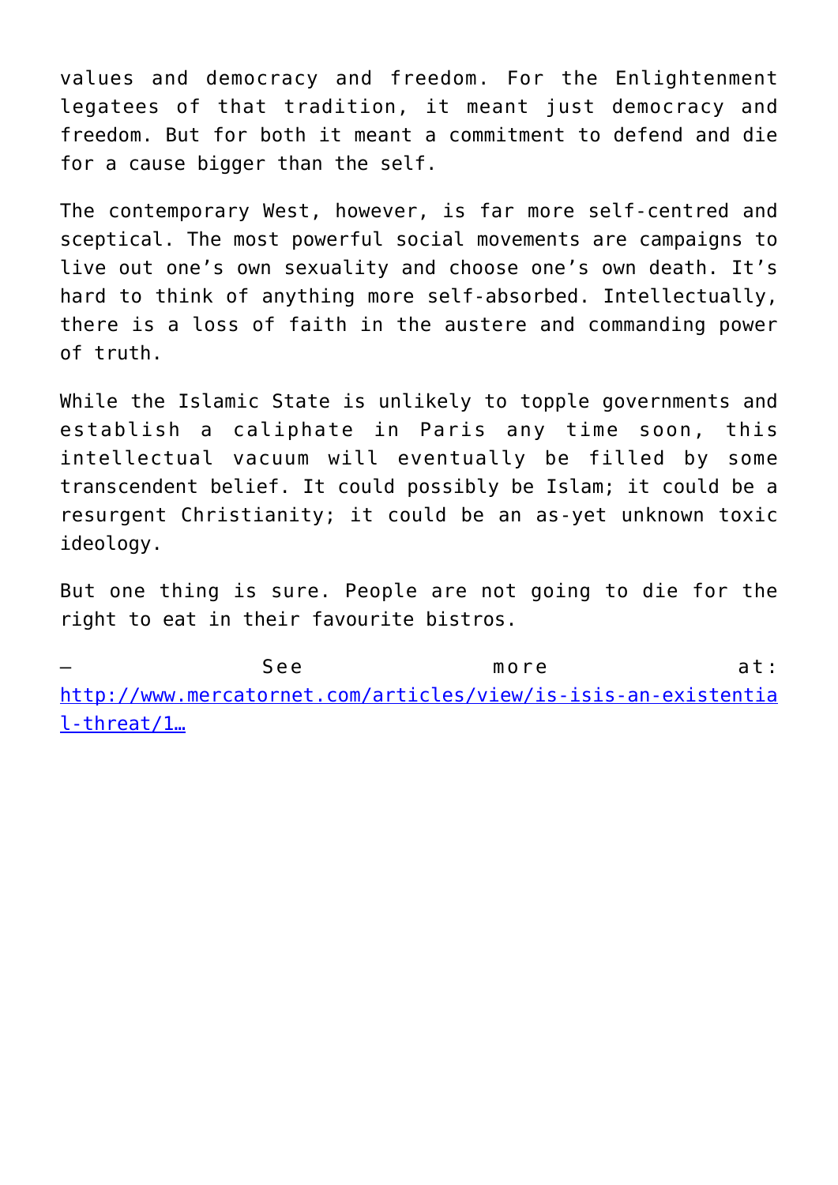values and democracy and freedom. For the Enlightenment legatees of that tradition, it meant just democracy and freedom. But for both it meant a commitment to defend and die for a cause bigger than the self.

The contemporary West, however, is far more self-centred and sceptical. The most powerful social movements are campaigns to live out one's own sexuality and choose one's own death. It's hard to think of anything more self-absorbed. Intellectually, there is a loss of faith in the austere and commanding power of truth.

While the Islamic State is unlikely to topple governments and establish a caliphate in Paris any time soon, this intellectual vacuum will eventually be filled by some transcendent belief. It could possibly be Islam; it could be a resurgent Christianity; it could be an as-yet unknown toxic ideology.

But one thing is sure. People are not going to die for the right to eat in their favourite bistros.

– See more at: [http://www.mercatornet.com/articles/view/is-isis-an-existential-threat/1…](http://www.mercatornet.com/articles/view/is-isis-an-existential-threat/1…)